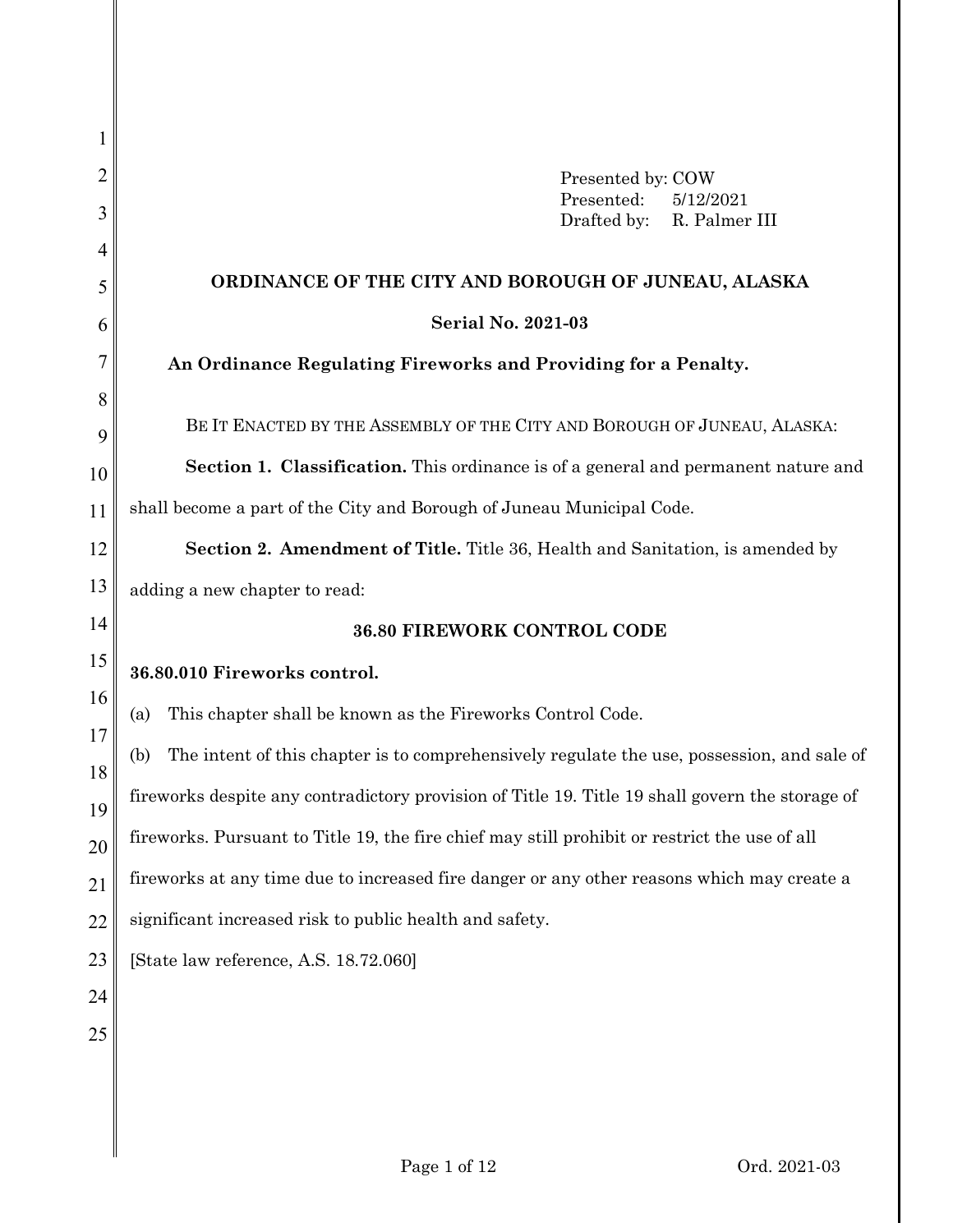Presented by: COW
Presented: 5/12/2021
Drafted by: R. Palmer III

# ORDINANCE OF THE CITY AND BOROUGH OF JUNEAU, ALASKA

## Serial No. 2021-03

### An Ordinance Regulating Fireworks and Providing for a Penalty.

BE IT ENACTED BY THE ASSEMBLY OF THE CITY AND BOROUGH OF JUNEAU, ALASKA:

**Section 1. Classification.** This ordinance is of a general and permanent nature and shall become a part of the City and Borough of Juneau Municipal Code.

**Section 2. Amendment of Title.** Title 36, Health and Sanitation, is amended by adding a new chapter to read:

**36.80 FIREWORK CONTROL CODE**

**36.80.010 Fireworks control.**

(a) This chapter shall be known as the Fireworks Control Code.

(b) The intent of this chapter is to comprehensively regulate the use, possession, and sale of fireworks despite any contradictory provision of Title 19. Title 19 shall govern the storage of fireworks. Pursuant to Title 19, the fire chief may still prohibit or restrict the use of all fireworks at any time due to increased fire danger or any other reasons which may create a significant increased risk to public health and safety.

[State law reference, A.S. 18.72.060]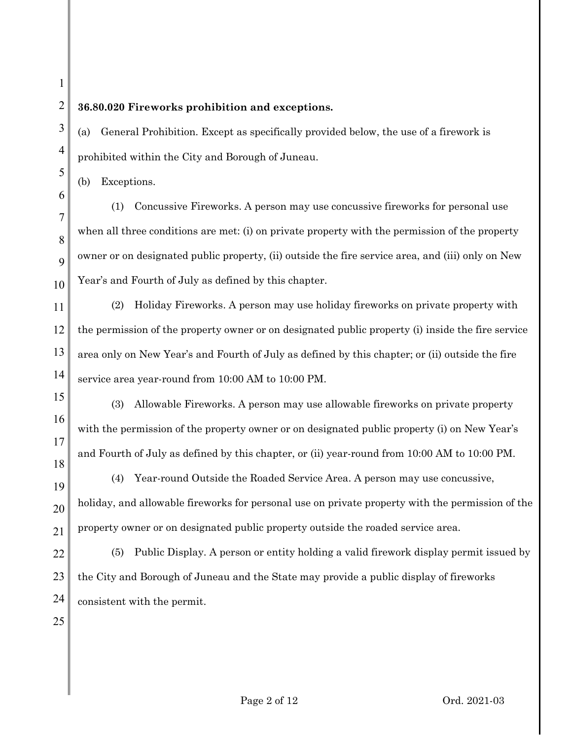**36.80.020 Fireworks prohibition and exceptions.**

(a) General Prohibition. Except as specifically provided below, the use of a firework is prohibited within the City and Borough of Juneau.

(b) Exceptions.

(1) Concussive Fireworks. A person may use concussive fireworks for personal use when all three conditions are met: (i) on private property with the permission of the property owner or on designated public property, (ii) outside the fire service area, and (iii) only on New Year's and Fourth of July as defined by this chapter.

(2) Holiday Fireworks. A person may use holiday fireworks on private property with the permission of the property owner or on designated public property (i) inside the fire service area only on New Year's and Fourth of July as defined by this chapter; or (ii) outside the fire service area year-round from 10:00 AM to 10:00 PM.

(3) Allowable Fireworks. A person may use allowable fireworks on private property with the permission of the property owner or on designated public property (i) on New Year's and Fourth of July as defined by this chapter, or (ii) year-round from 10:00 AM to 10:00 PM.

(4) Year-round Outside the Roaded Service Area. A person may use concussive, holiday, and allowable fireworks for personal use on private property with the permission of the property owner or on designated public property outside the roaded service area.

(5) Public Display. A person or entity holding a valid firework display permit issued by the City and Borough of Juneau and the State may provide a public display of fireworks consistent with the permit.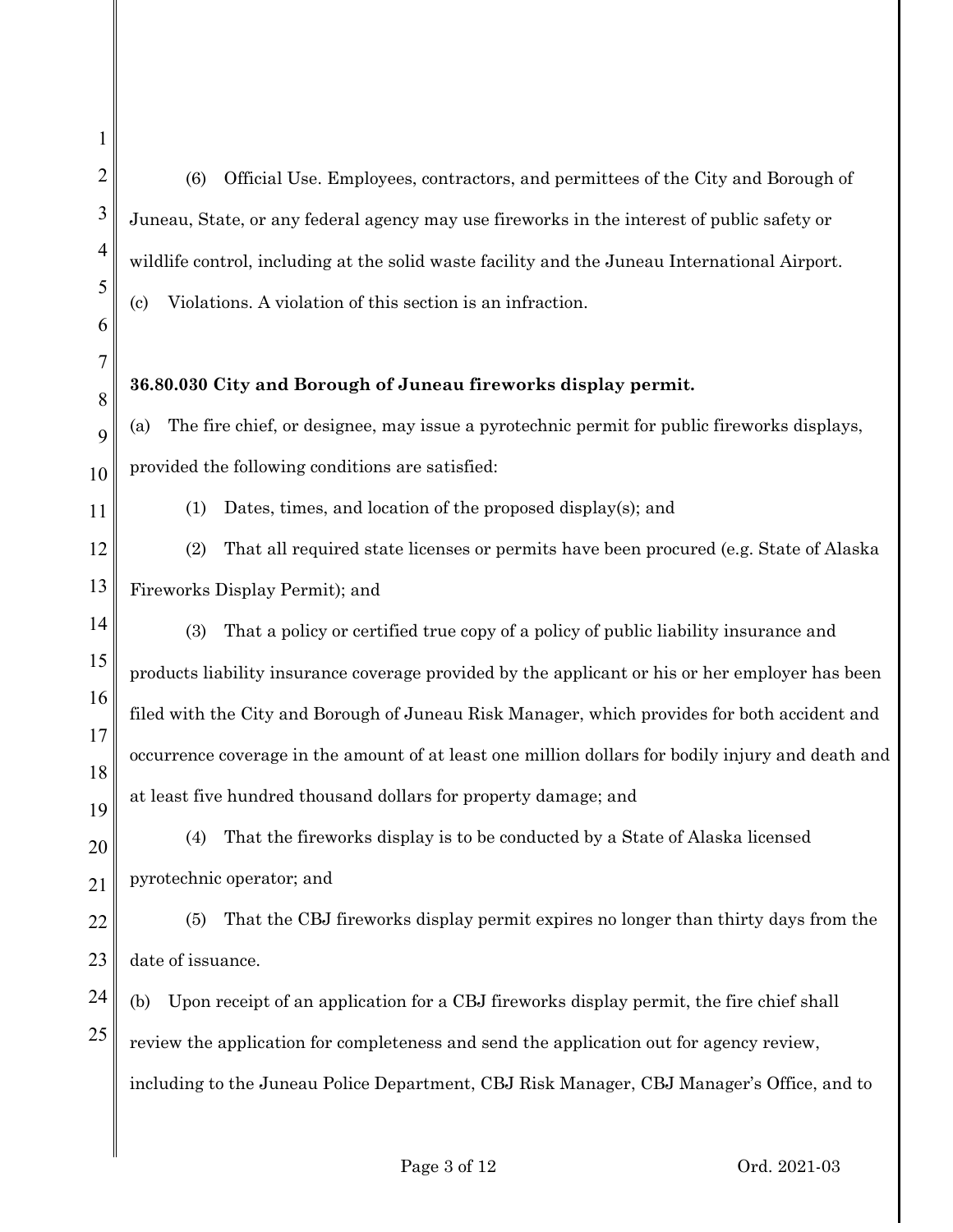(6) Official Use. Employees, contractors, and permittees of the City and Borough of Juneau, State, or any federal agency may use fireworks in the interest of public safety or wildlife control, including at the solid waste facility and the Juneau International Airport.

(c) Violations. A violation of this section is an infraction.

**36.80.030 City and Borough of Juneau fireworks display permit.**

(a) The fire chief, or designee, may issue a pyrotechnic permit for public fireworks displays, provided the following conditions are satisfied:

(1) Dates, times, and location of the proposed display(s); and

(2) That all required state licenses or permits have been procured (e.g. State of Alaska Fireworks Display Permit); and

(3) That a policy or certified true copy of a policy of public liability insurance and products liability insurance coverage provided by the applicant or his or her employer has been filed with the City and Borough of Juneau Risk Manager, which provides for both accident and occurrence coverage in the amount of at least one million dollars for bodily injury and death and at least five hundred thousand dollars for property damage; and

(4) That the fireworks display is to be conducted by a State of Alaska licensed pyrotechnic operator; and

(5) That the CBJ fireworks display permit expires no longer than thirty days from the date of issuance.

(b) Upon receipt of an application for a CBJ fireworks display permit, the fire chief shall review the application for completeness and send the application out for agency review, including to the Juneau Police Department, CBJ Risk Manager, CBJ Manager's Office, and to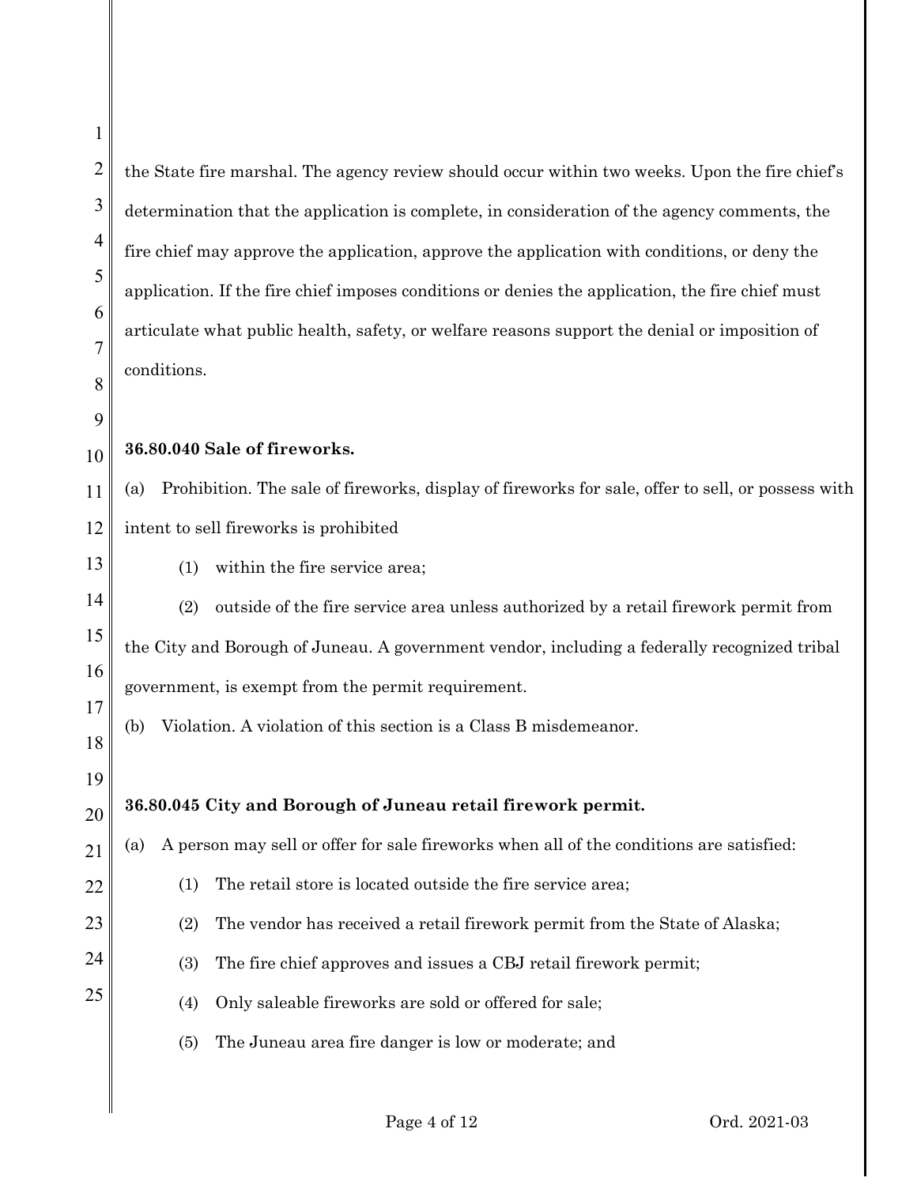the State fire marshal. The agency review should occur within two weeks. Upon the fire chief's determination that the application is complete, in consideration of the agency comments, the fire chief may approve the application, approve the application with conditions, or deny the application. If the fire chief imposes conditions or denies the application, the fire chief must articulate what public health, safety, or welfare reasons support the denial or imposition of conditions.

**36.80.040 Sale of fireworks.**

(a) Prohibition. The sale of fireworks, display of fireworks for sale, offer to sell, or possess with intent to sell fireworks is prohibited

(1) within the fire service area;

(2) outside of the fire service area unless authorized by a retail firework permit from the City and Borough of Juneau. A government vendor, including a federally recognized tribal government, is exempt from the permit requirement.

(b) Violation. A violation of this section is a Class B misdemeanor.

**36.80.045 City and Borough of Juneau retail firework permit.**

(a) A person may sell or offer for sale fireworks when all of the conditions are satisfied:

(1) The retail store is located outside the fire service area;

(2) The vendor has received a retail firework permit from the State of Alaska;

(3) The fire chief approves and issues a CBJ retail firework permit;

(4) Only saleable fireworks are sold or offered for sale;

(5) The Juneau area fire danger is low or moderate; and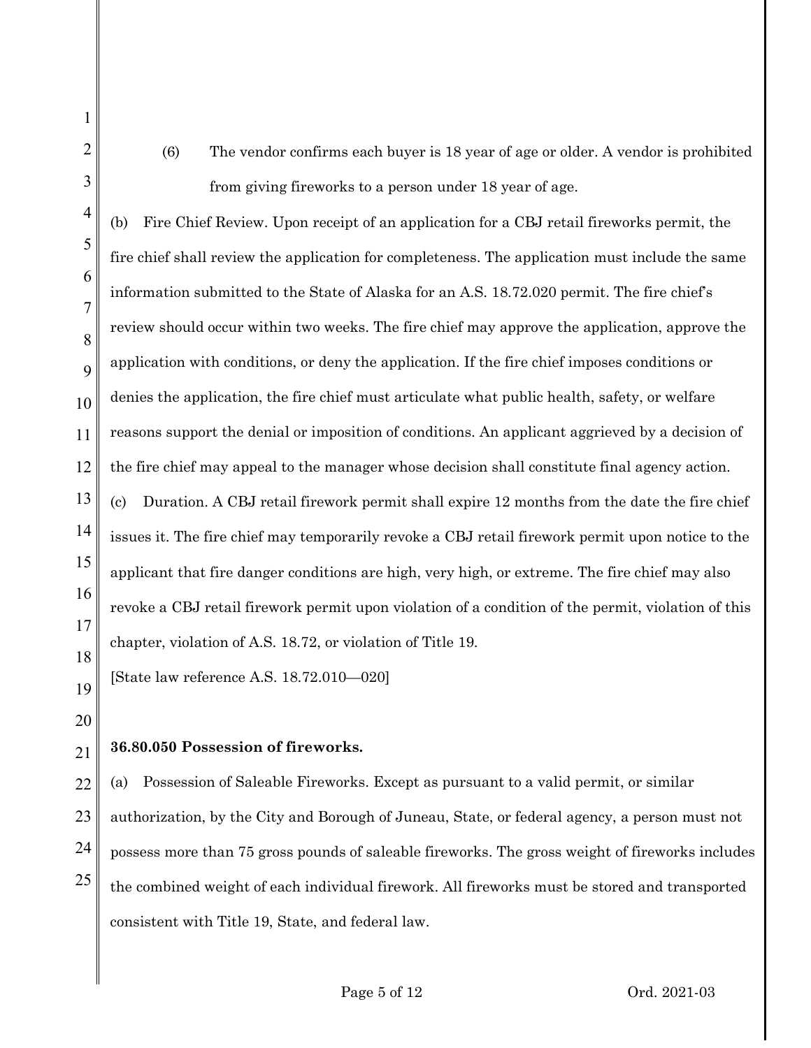(6) The vendor confirms each buyer is 18 year of age or older. A vendor is prohibited from giving fireworks to a person under 18 year of age.

(b) Fire Chief Review. Upon receipt of an application for a CBJ retail fireworks permit, the fire chief shall review the application for completeness. The application must include the same information submitted to the State of Alaska for an A.S. 18.72.020 permit. The fire chief's review should occur within two weeks. The fire chief may approve the application, approve the application with conditions, or deny the application. If the fire chief imposes conditions or denies the application, the fire chief must articulate what public health, safety, or welfare reasons support the denial or imposition of conditions. An applicant aggrieved by a decision of the fire chief may appeal to the manager whose decision shall constitute final agency action.

(c) Duration. A CBJ retail firework permit shall expire 12 months from the date the fire chief issues it. The fire chief may temporarily revoke a CBJ retail firework permit upon notice to the applicant that fire danger conditions are high, very high, or extreme. The fire chief may also revoke a CBJ retail firework permit upon violation of a condition of the permit, violation of this chapter, violation of A.S. 18.72, or violation of Title 19.

[State law reference A.S. 18.72.010—020]

**36.80.050 Possession of fireworks.**

(a) Possession of Saleable Fireworks. Except as pursuant to a valid permit, or similar authorization, by the City and Borough of Juneau, State, or federal agency, a person must not possess more than 75 gross pounds of saleable fireworks. The gross weight of fireworks includes the combined weight of each individual firework. All fireworks must be stored and transported consistent with Title 19, State, and federal law.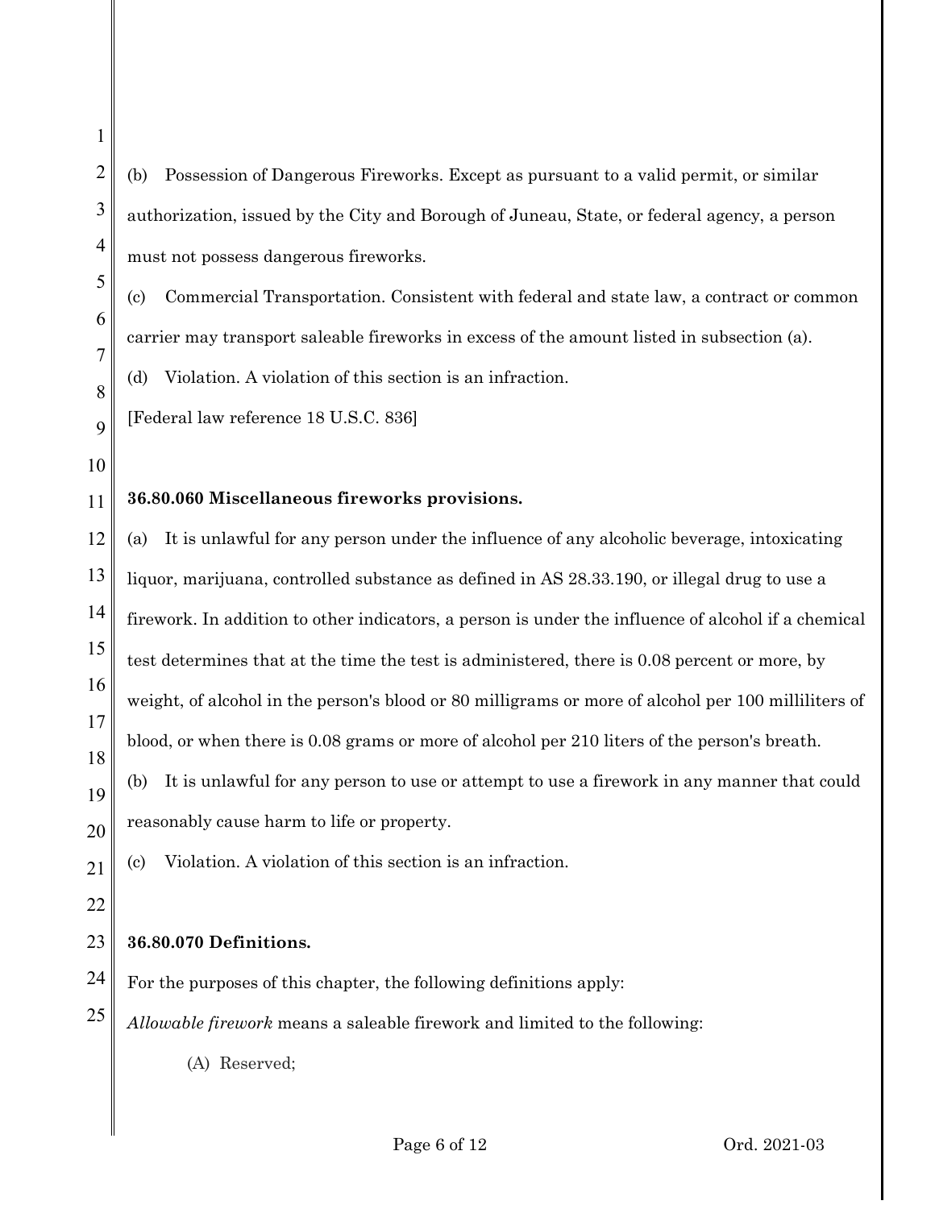(b) Possession of Dangerous Fireworks. Except as pursuant to a valid permit, or similar authorization, issued by the City and Borough of Juneau, State, or federal agency, a person must not possess dangerous fireworks.

(c) Commercial Transportation. Consistent with federal and state law, a contract or common carrier may transport saleable fireworks in excess of the amount listed in subsection (a).

(d) Violation. A violation of this section is an infraction.

[Federal law reference 18 U.S.C. 836]

**36.80.060 Miscellaneous fireworks provisions.**

(a) It is unlawful for any person under the influence of any alcoholic beverage, intoxicating liquor, marijuana, controlled substance as defined in AS 28.33.190, or illegal drug to use a firework. In addition to other indicators, a person is under the influence of alcohol if a chemical test determines that at the time the test is administered, there is 0.08 percent or more, by weight, of alcohol in the person's blood or 80 milligrams or more of alcohol per 100 milliliters of blood, or when there is 0.08 grams or more of alcohol per 210 liters of the person's breath.

(b) It is unlawful for any person to use or attempt to use a firework in any manner that could reasonably cause harm to life or property.

(c) Violation. A violation of this section is an infraction.

**36.80.070 Definitions.**

For the purposes of this chapter, the following definitions apply:

*Allowable firework* means a saleable firework and limited to the following:

(A) Reserved;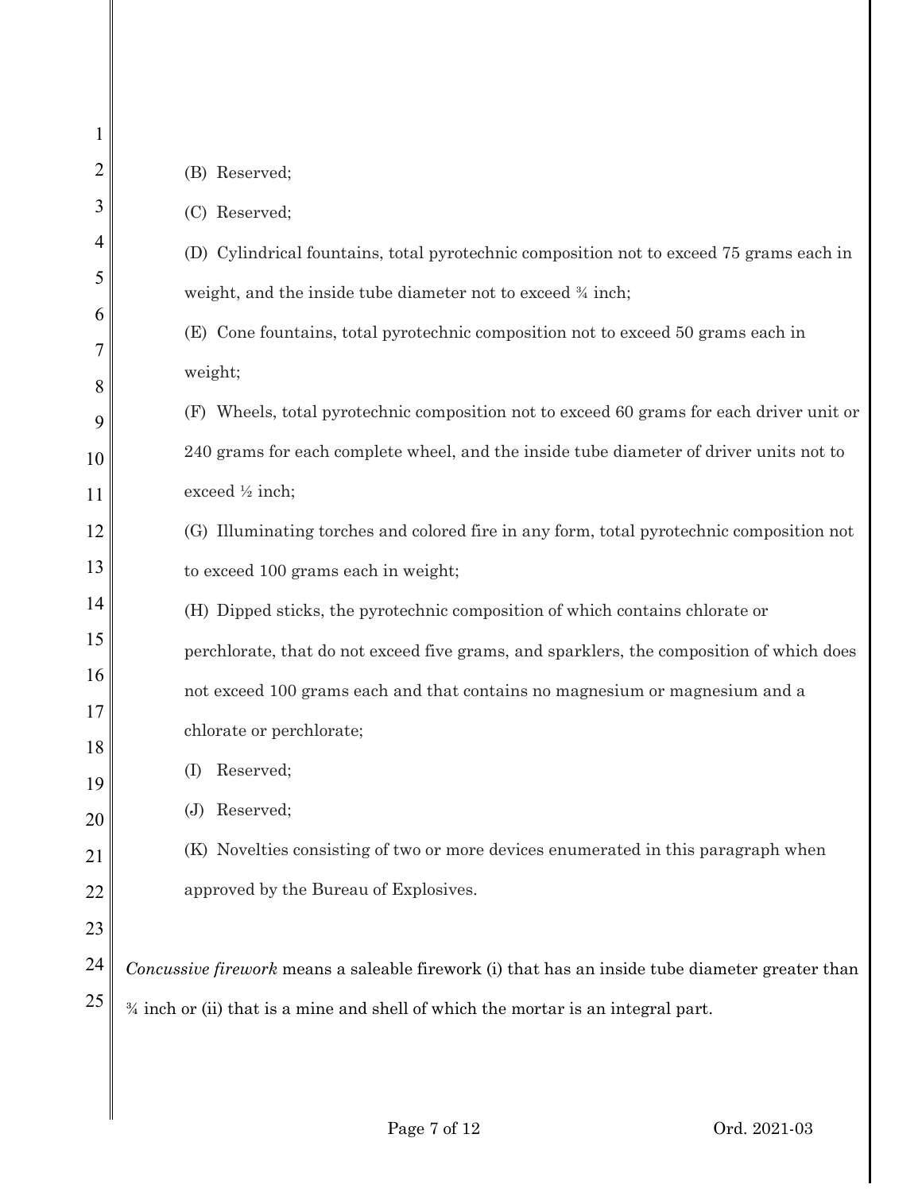(B) Reserved;

(C) Reserved;

(D) Cylindrical fountains, total pyrotechnic composition not to exceed 75 grams each in weight, and the inside tube diameter not to exceed ¾ inch;

(E) Cone fountains, total pyrotechnic composition not to exceed 50 grams each in weight;

(F) Wheels, total pyrotechnic composition not to exceed 60 grams for each driver unit or 240 grams for each complete wheel, and the inside tube diameter of driver units not to exceed ½ inch;

(G) Illuminating torches and colored fire in any form, total pyrotechnic composition not to exceed 100 grams each in weight;

(H) Dipped sticks, the pyrotechnic composition of which contains chlorate or perchlorate, that do not exceed five grams, and sparklers, the composition of which does not exceed 100 grams each and that contains no magnesium or magnesium and a chlorate or perchlorate;

(I) Reserved;

(J) Reserved;

(K) Novelties consisting of two or more devices enumerated in this paragraph when approved by the Bureau of Explosives.

*Concussive firework* means a saleable firework (i) that has an inside tube diameter greater than ¾ inch or (ii) that is a mine and shell of which the mortar is an integral part.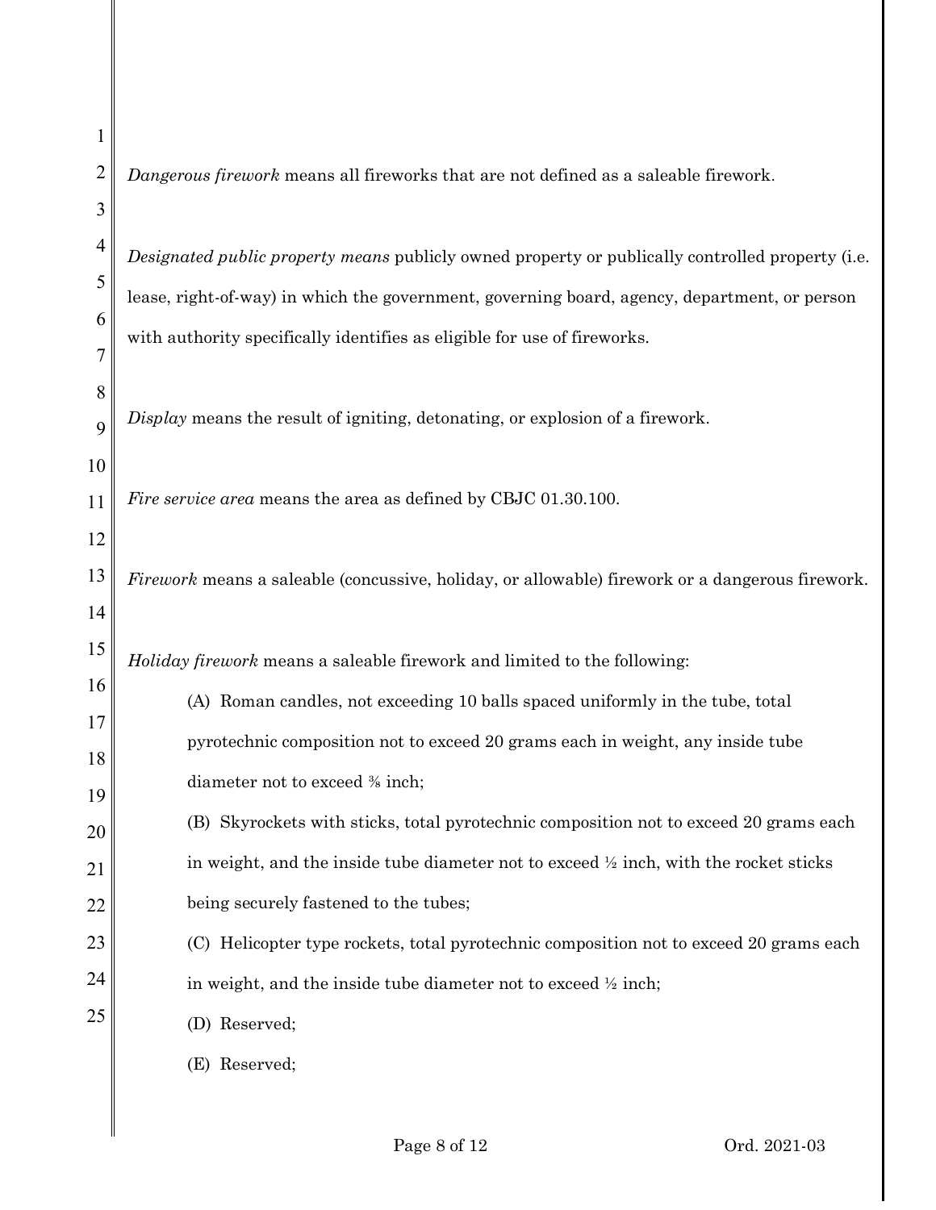*Dangerous firework* means all fireworks that are not defined as a saleable firework.

*Designated public property means* publicly owned property or publically controlled property (i.e. lease, right-of-way) in which the government, governing board, agency, department, or person with authority specifically identifies as eligible for use of fireworks.

*Display* means the result of igniting, detonating, or explosion of a firework.

*Fire service area* means the area as defined by CBJC 01.30.100.

*Firework* means a saleable (concussive, holiday, or allowable) firework or a dangerous firework.

*Holiday firework* means a saleable firework and limited to the following:

(A) Roman candles, not exceeding 10 balls spaced uniformly in the tube, total pyrotechnic composition not to exceed 20 grams each in weight, any inside tube diameter not to exceed ⅜ inch;

(B) Skyrockets with sticks, total pyrotechnic composition not to exceed 20 grams each in weight, and the inside tube diameter not to exceed ½ inch, with the rocket sticks being securely fastened to the tubes;

(C) Helicopter type rockets, total pyrotechnic composition not to exceed 20 grams each in weight, and the inside tube diameter not to exceed ½ inch;

(D) Reserved;

(E) Reserved;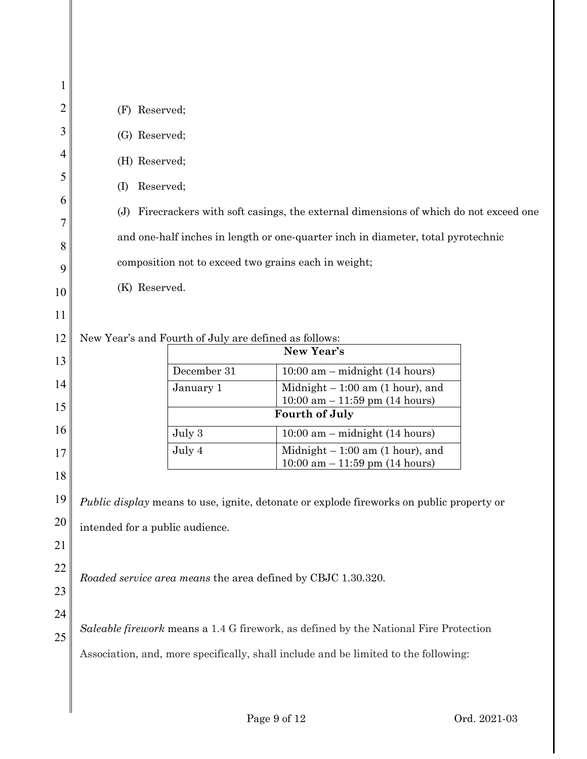(F) Reserved;

(G) Reserved;

(H) Reserved;

(I) Reserved;

(J) Firecrackers with soft casings, the external dimensions of which do not exceed one and one-half inches in length or one-quarter inch in diameter, total pyrotechnic composition not to exceed two grains each in weight;

(K) Reserved.

New Year's and Fourth of July are defined as follows:

| **New Year's** | |
|---|---|
| December 31 | 10:00 am – midnight (14 hours) |
| January 1 | Midnight – 1:00 am (1 hour), and 10:00 am – 11:59 pm (14 hours) |
| **Fourth of July** | |
| July 3 | 10:00 am – midnight (14 hours) |
| July 4 | Midnight – 1:00 am (1 hour), and 10:00 am – 11:59 pm (14 hours) |

*Public display* means to use, ignite, detonate or explode fireworks on public property or intended for a public audience.

*Roaded service area means* the area defined by CBJC 1.30.320.

*Saleable firework* means a 1.4 G firework, as defined by the National Fire Protection Association, and, more specifically, shall include and be limited to the following: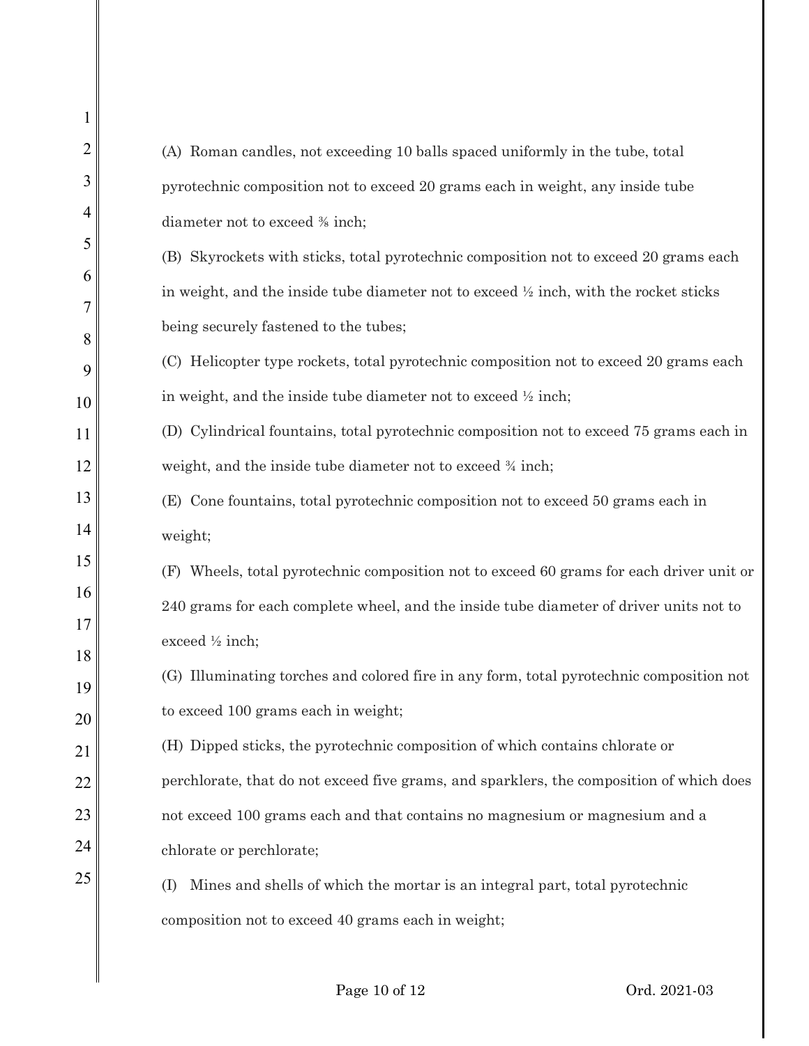(A) Roman candles, not exceeding 10 balls spaced uniformly in the tube, total pyrotechnic composition not to exceed 20 grams each in weight, any inside tube diameter not to exceed ⅜ inch;

(B) Skyrockets with sticks, total pyrotechnic composition not to exceed 20 grams each in weight, and the inside tube diameter not to exceed ½ inch, with the rocket sticks being securely fastened to the tubes;

(C) Helicopter type rockets, total pyrotechnic composition not to exceed 20 grams each in weight, and the inside tube diameter not to exceed ½ inch;

(D) Cylindrical fountains, total pyrotechnic composition not to exceed 75 grams each in weight, and the inside tube diameter not to exceed ¾ inch;

(E) Cone fountains, total pyrotechnic composition not to exceed 50 grams each in weight;

(F) Wheels, total pyrotechnic composition not to exceed 60 grams for each driver unit or 240 grams for each complete wheel, and the inside tube diameter of driver units not to exceed ½ inch;

(G) Illuminating torches and colored fire in any form, total pyrotechnic composition not to exceed 100 grams each in weight;

(H) Dipped sticks, the pyrotechnic composition of which contains chlorate or perchlorate, that do not exceed five grams, and sparklers, the composition of which does not exceed 100 grams each and that contains no magnesium or magnesium and a chlorate or perchlorate;

(I) Mines and shells of which the mortar is an integral part, total pyrotechnic composition not to exceed 40 grams each in weight;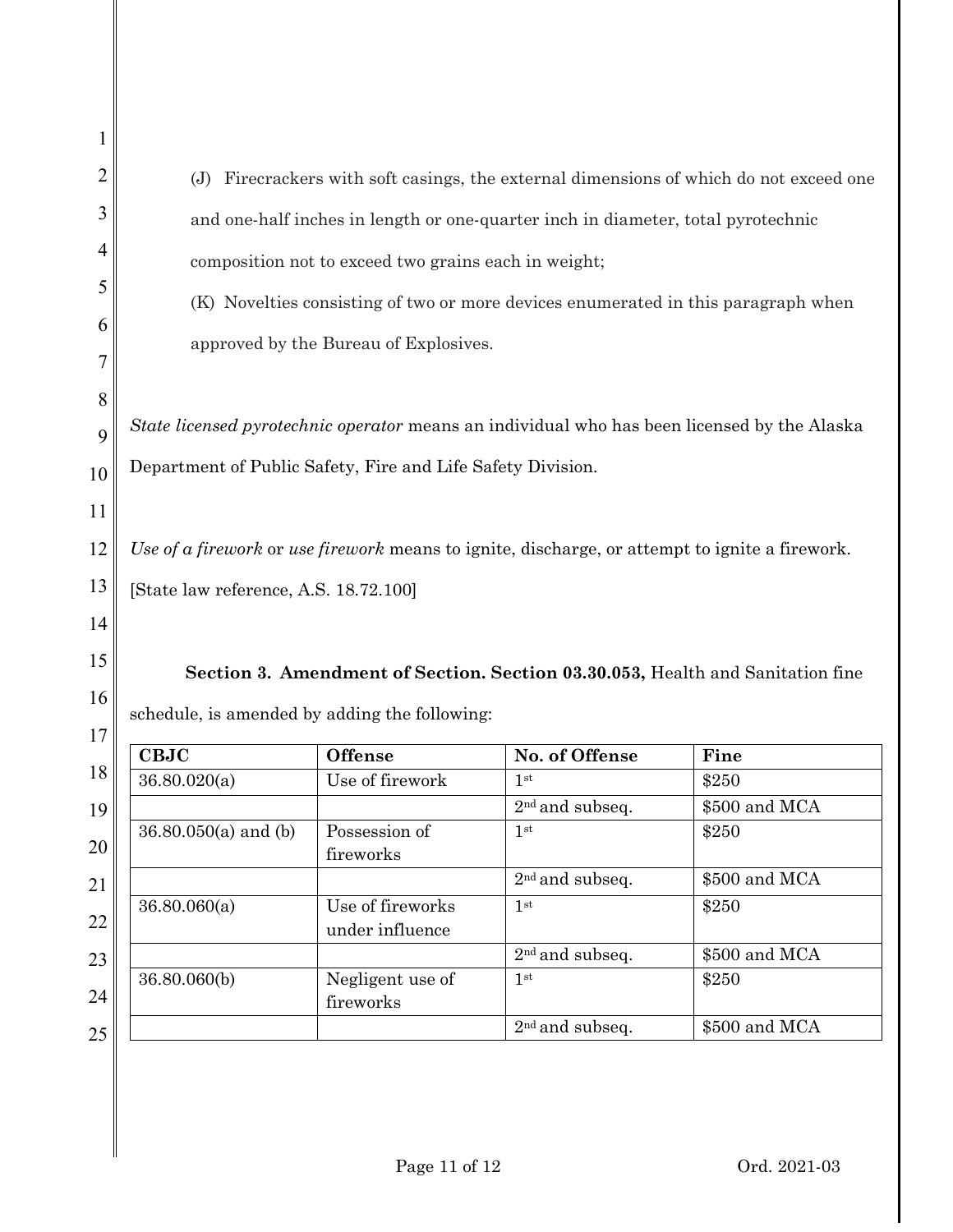(J) Firecrackers with soft casings, the external dimensions of which do not exceed one and one-half inches in length or one-quarter inch in diameter, total pyrotechnic composition not to exceed two grains each in weight;

(K) Novelties consisting of two or more devices enumerated in this paragraph when approved by the Bureau of Explosives.

*State licensed pyrotechnic operator* means an individual who has been licensed by the Alaska Department of Public Safety, Fire and Life Safety Division.

*Use of a firework* or *use firework* means to ignite, discharge, or attempt to ignite a firework. [State law reference, A.S. 18.72.100]

**Section 3. Amendment of Section. Section 03.30.053,** Health and Sanitation fine schedule, is amended by adding the following:

| CBJC | Offense | No. of Offense | Fine |
|---|---|---|---|
| 36.80.020(a) | Use of firework | 1st | $250 |
| | | 2nd and subseq. | $500 and MCA |
| 36.80.050(a) and (b) | Possession of fireworks | 1st | $250 |
| | | 2nd and subseq. | $500 and MCA |
| 36.80.060(a) | Use of fireworks under influence | 1st | $250 |
| | | 2nd and subseq. | $500 and MCA |
| 36.80.060(b) | Negligent use of fireworks | 1st | $250 |
| | | 2nd and subseq. | $500 and MCA |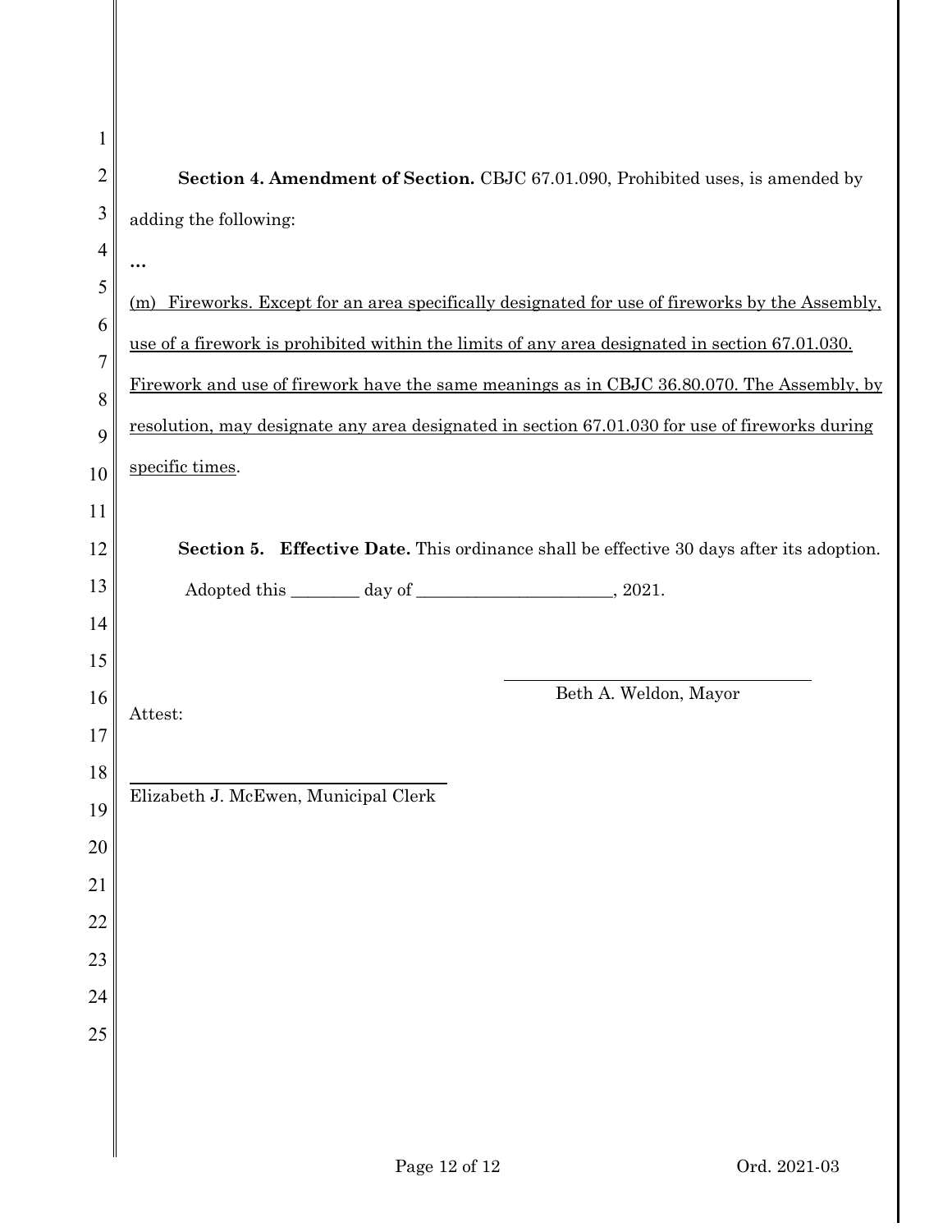**Section 4. Amendment of Section.** CBJC 67.01.090, Prohibited uses, is amended by adding the following:

...

<u>(m) Fireworks. Except for an area specifically designated for use of fireworks by the Assembly, use of a firework is prohibited within the limits of any area designated in section 67.01.030. Firework and use of firework have the same meanings as in CBJC 36.80.070. The Assembly, by resolution, may designate any area designated in section 67.01.030 for use of fireworks during specific times</u>.

**Section 5. Effective Date.** This ordinance shall be effective 30 days after its adoption.

Adopted this ________ day of ______________________, 2021.

______________________________
Beth A. Weldon, Mayor

Attest:

______________________________
Elizabeth J. McEwen, Municipal Clerk

Ord. 2021-03